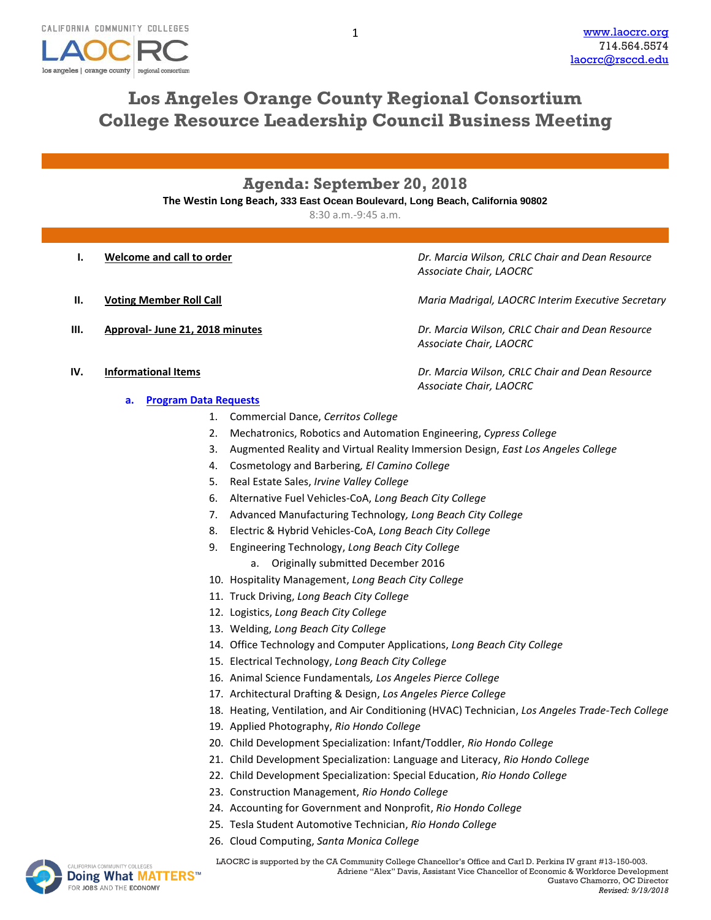# Los Angeles Orange County Regional Consortium
# College Resource Leadership Council Business Meeting

## Agenda: September 20, 2018

**The Westin Long Beach, 333 East Ocean Boulevard, Long Beach, California 90802**

8:30 a.m.-9:45 a.m.

**I. Welcome and call to order** — *Dr. Marcia Wilson, CRLC Chair and Dean Resource Associate Chair, LAOCRC*

**II. Voting Member Roll Call** — *Maria Madrigal, LAOCRC Interim Executive Secretary*

**III. Approval- June 21, 2018 minutes** — *Dr. Marcia Wilson, CRLC Chair and Dean Resource Associate Chair, LAOCRC*

**IV. Informational Items** — *Dr. Marcia Wilson, CRLC Chair and Dean Resource Associate Chair, LAOCRC*

**a. Program Data Requests**

1. Commercial Dance, *Cerritos College*
2. Mechatronics, Robotics and Automation Engineering, *Cypress College*
3. Augmented Reality and Virtual Reality Immersion Design, *East Los Angeles College*
4. Cosmetology and Barbering, *El Camino College*
5. Real Estate Sales, *Irvine Valley College*
6. Alternative Fuel Vehicles-CoA, *Long Beach City College*
7. Advanced Manufacturing Technology, *Long Beach City College*
8. Electric & Hybrid Vehicles-CoA, *Long Beach City College*
9. Engineering Technology, *Long Beach City College*
   a. Originally submitted December 2016
10. Hospitality Management, *Long Beach City College*
11. Truck Driving, *Long Beach City College*
12. Logistics, *Long Beach City College*
13. Welding, *Long Beach City College*
14. Office Technology and Computer Applications, *Long Beach City College*
15. Electrical Technology, *Long Beach City College*
16. Animal Science Fundamentals, *Los Angeles Pierce College*
17. Architectural Drafting & Design, *Los Angeles Pierce College*
18. Heating, Ventilation, and Air Conditioning (HVAC) Technician, *Los Angeles Trade-Tech College*
19. Applied Photography, *Rio Hondo College*
20. Child Development Specialization: Infant/Toddler, *Rio Hondo College*
21. Child Development Specialization: Language and Literacy, *Rio Hondo College*
22. Child Development Specialization: Special Education, *Rio Hondo College*
23. Construction Management, *Rio Hondo College*
24. Accounting for Government and Nonprofit, *Rio Hondo College*
25. Tesla Student Automotive Technician, *Rio Hondo College*
26. Cloud Computing, *Santa Monica College*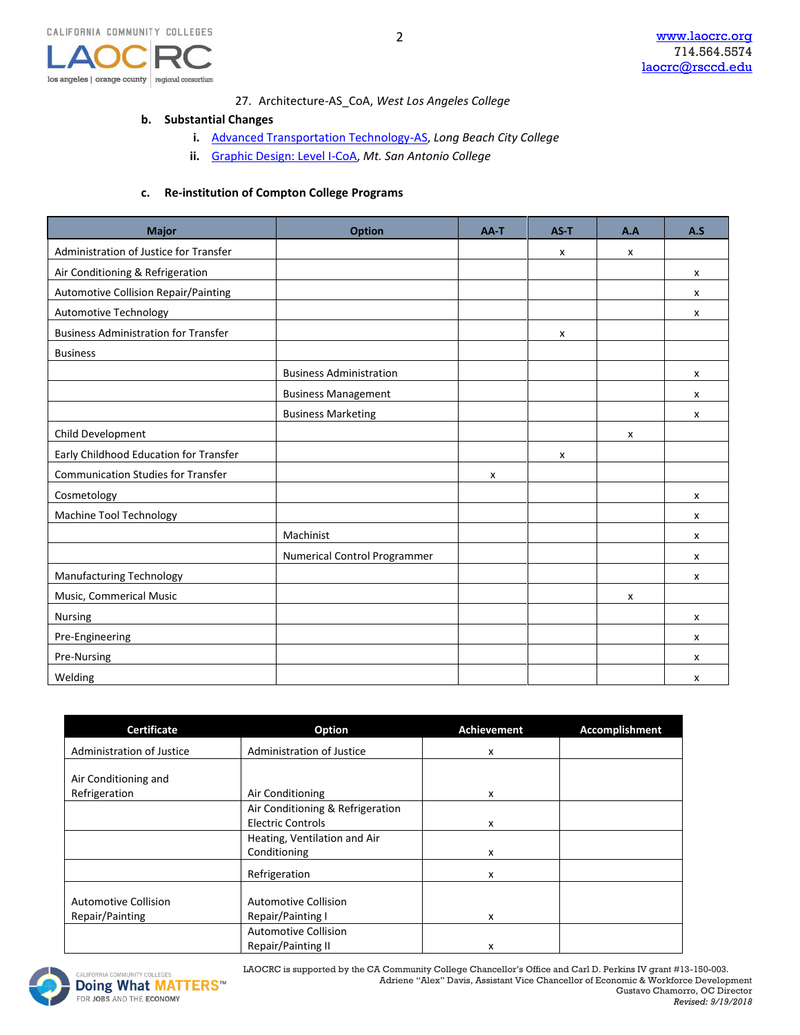27. Architecture-AS_CoA, *West Los Angeles College*

**b. Substantial Changes**

- **i.** Advanced Transportation Technology-AS, *Long Beach City College*
- **ii.** Graphic Design: Level I-CoA, *Mt. San Antonio College*

**c. Re-institution of Compton College Programs**

| Major | Option | AA-T | AS-T | A.A | A.S |
|---|---|---|---|---|---|
| Administration of Justice for Transfer | | | x | x | |
| Air Conditioning & Refrigeration | | | | | x |
| Automotive Collision Repair/Painting | | | | | x |
| Automotive Technology | | | | | x |
| Business Administration for Transfer | | | x | | |
| Business | | | | | |
| | Business Administration | | | | x |
| | Business Management | | | | x |
| | Business Marketing | | | | x |
| Child Development | | | | x | |
| Early Childhood Education for Transfer | | | x | | |
| Communication Studies for Transfer | | x | | | |
| Cosmetology | | | | | x |
| Machine Tool Technology | | | | | x |
| | Machinist | | | | x |
| | Numerical Control Programmer | | | | x |
| Manufacturing Technology | | | | | x |
| Music, Commerical Music | | | | x | |
| Nursing | | | | | x |
| Pre-Engineering | | | | | x |
| Pre-Nursing | | | | | x |
| Welding | | | | | x |

| Certificate | Option | Achievement | Accomplishment |
|---|---|---|---|
| Administration of Justice | Administration of Justice | x | |
| Air Conditioning and Refrigeration | Air Conditioning | x | |
| | Air Conditioning & Refrigeration Electric Controls | x | |
| | Heating, Ventilation and Air Conditioning | x | |
| | Refrigeration | x | |
| Automotive Collision Repair/Painting | Automotive Collision Repair/Painting I | x | |
| | Automotive Collision Repair/Painting II | x | |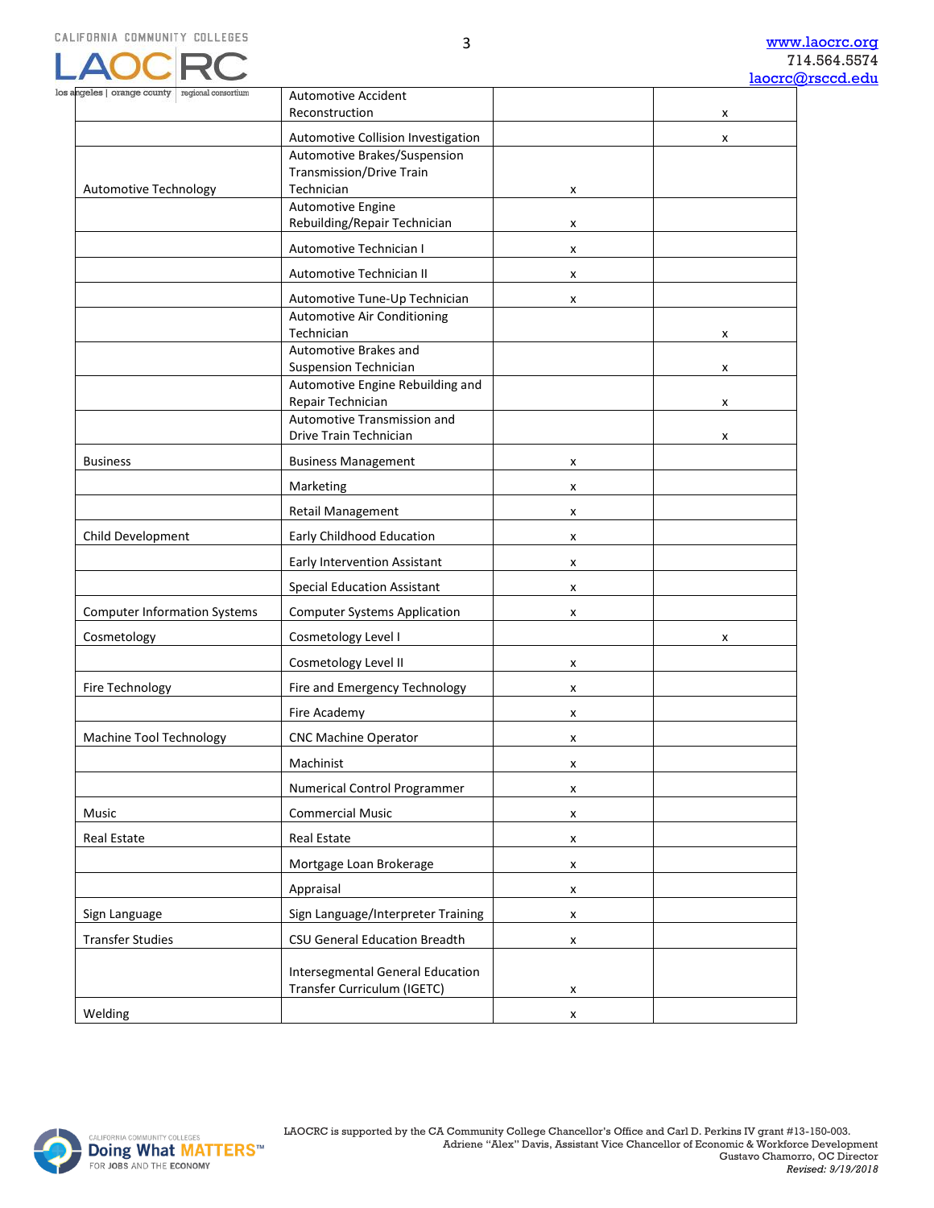| | | | |
|---|---|---|---|
| | Automotive Accident Reconstruction | | x |
| | Automotive Collision Investigation | | x |
| Automotive Technology | Automotive Brakes/Suspension Transmission/Drive Train Technician | x | |
| | Automotive Engine Rebuilding/Repair Technician | x | |
| | Automotive Technician I | x | |
| | Automotive Technician II | x | |
| | Automotive Tune-Up Technician | x | |
| | Automotive Air Conditioning Technician | | x |
| | Automotive Brakes and Suspension Technician | | x |
| | Automotive Engine Rebuilding and Repair Technician | | x |
| | Automotive Transmission and Drive Train Technician | | x |
| Business | Business Management | x | |
| | Marketing | x | |
| | Retail Management | x | |
| Child Development | Early Childhood Education | x | |
| | Early Intervention Assistant | x | |
| | Special Education Assistant | x | |
| Computer Information Systems | Computer Systems Application | x | |
| Cosmetology | Cosmetology Level I | | x |
| | Cosmetology Level II | x | |
| Fire Technology | Fire and Emergency Technology | x | |
| | Fire Academy | x | |
| Machine Tool Technology | CNC Machine Operator | x | |
| | Machinist | x | |
| | Numerical Control Programmer | x | |
| Music | Commercial Music | x | |
| Real Estate | Real Estate | x | |
| | Mortgage Loan Brokerage | x | |
| | Appraisal | x | |
| Sign Language | Sign Language/Interpreter Training | x | |
| Transfer Studies | CSU General Education Breadth | x | |
| | Intersegmental General Education Transfer Curriculum (IGETC) | x | |
| Welding | | x | |

LAOCRC is supported by the CA Community College Chancellor's Office and Carl D. Perkins IV grant #13-150-003.
Adriene "Alex" Davis, Assistant Vice Chancellor of Economic & Workforce Development
Gustavo Chamorro, OC Director
*Revised: 9/19/2018*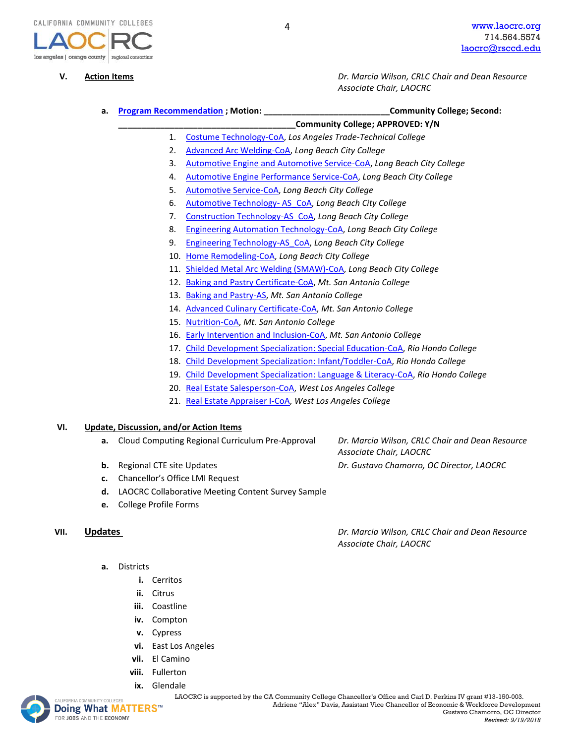**V. Action Items** — *Dr. Marcia Wilson, CRLC Chair and Dean Resource Associate Chair, LAOCRC*

**a. Program Recommendation ; Motion: \_\_\_\_\_\_\_\_\_\_\_\_\_\_\_\_\_\_\_\_\_\_\_\_\_\_Community College; Second: \_\_\_\_\_\_\_\_\_\_\_\_\_\_\_\_\_\_\_\_\_\_\_\_\_\_\_\_\_\_\_\_\_\_\_\_\_\_Community College; APPROVED: Y/N**

1. Costume Technology-CoA, *Los Angeles Trade-Technical College*
2. Advanced Arc Welding-CoA, *Long Beach City College*
3. Automotive Engine and Automotive Service-CoA, *Long Beach City College*
4. Automotive Engine Performance Service-CoA, *Long Beach City College*
5. Automotive Service-CoA, *Long Beach City College*
6. Automotive Technology- AS_CoA, *Long Beach City College*
7. Construction Technology-AS_CoA, *Long Beach City College*
8. Engineering Automation Technology-CoA, *Long Beach City College*
9. Engineering Technology-AS_CoA, *Long Beach City College*
10. Home Remodeling-CoA, *Long Beach City College*
11. Shielded Metal Arc Welding (SMAW)-CoA, *Long Beach City College*
12. Baking and Pastry Certificate-CoA, *Mt. San Antonio College*
13. Baking and Pastry-AS, *Mt. San Antonio College*
14. Advanced Culinary Certificate-CoA, *Mt. San Antonio College*
15. Nutrition-CoA, *Mt. San Antonio College*
16. Early Intervention and Inclusion-CoA, *Mt. San Antonio College*
17. Child Development Specialization: Special Education-CoA, *Rio Hondo College*
18. Child Development Specialization: Infant/Toddler-CoA, *Rio Hondo College*
19. Child Development Specialization: Language & Literacy-CoA, *Rio Hondo College*
20. Real Estate Salesperson-CoA, *West Los Angeles College*
21. Real Estate Appraiser I-CoA, *West Los Angeles College*

**VI. Update, Discussion, and/or Action Items**

- **a.** Cloud Computing Regional Curriculum Pre-Approval — *Dr. Marcia Wilson, CRLC Chair and Dean Resource Associate Chair, LAOCRC*
- **b.** Regional CTE site Updates — *Dr. Gustavo Chamorro, OC Director, LAOCRC*
- **c.** Chancellor's Office LMI Request
- **d.** LAOCRC Collaborative Meeting Content Survey Sample
- **e.** College Profile Forms

**VII. Updates** — *Dr. Marcia Wilson, CRLC Chair and Dean Resource Associate Chair, LAOCRC*

**a.** Districts

- **i.** Cerritos
- **ii.** Citrus
- **iii.** Coastline
- **iv.** Compton
- **v.** Cypress
- **vi.** East Los Angeles
- **vii.** El Camino
- **viii.** Fullerton
- **ix.** Glendale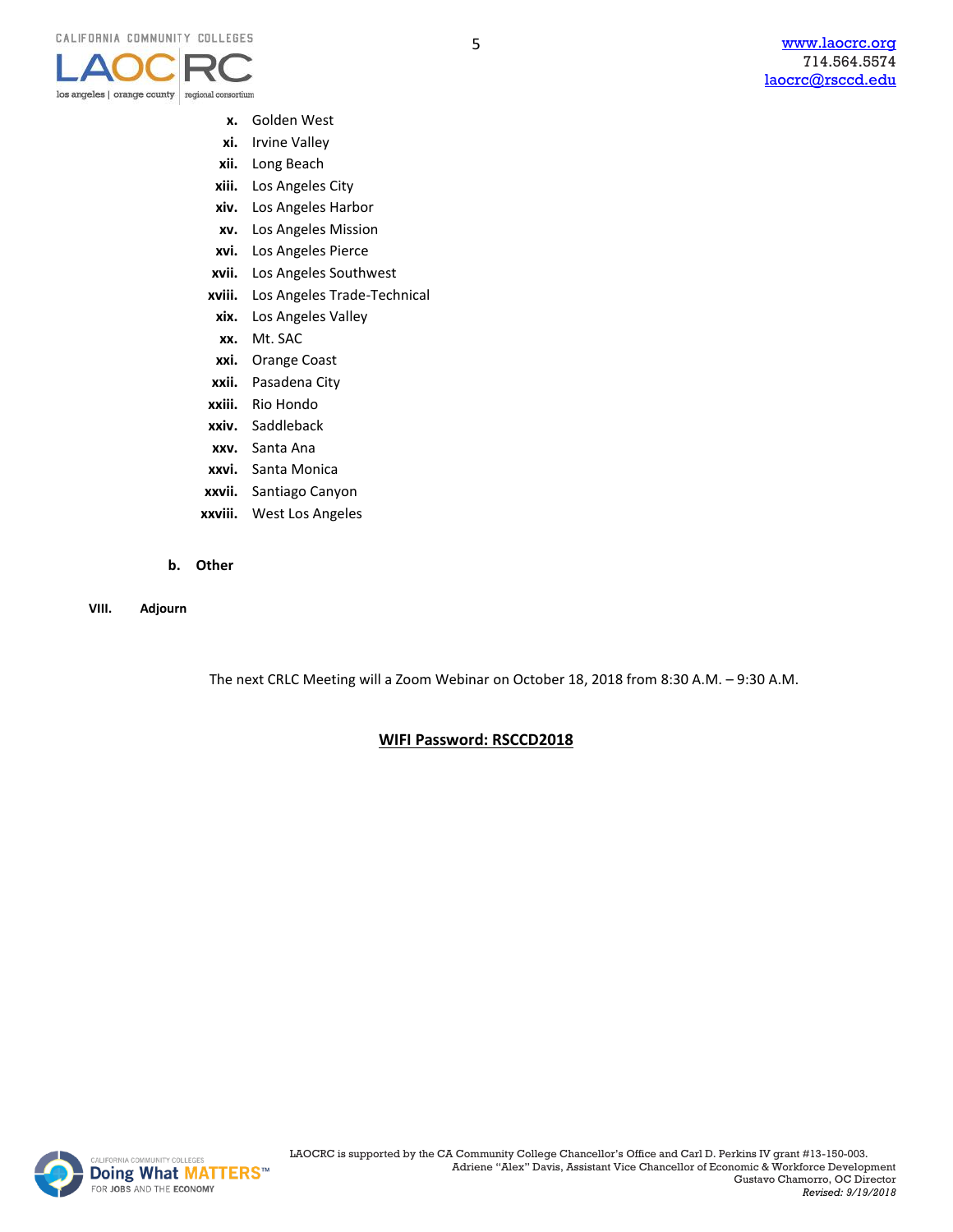x. Golden West
xi. Irvine Valley
xii. Long Beach
xiii. Los Angeles City
xiv. Los Angeles Harbor
xv. Los Angeles Mission
xvi. Los Angeles Pierce
xvii. Los Angeles Southwest
xviii. Los Angeles Trade-Technical
xix. Los Angeles Valley
xx. Mt. SAC
xxi. Orange Coast
xxii. Pasadena City
xxiii. Rio Hondo
xxiv. Saddleback
xxv. Santa Ana
xxvi. Santa Monica
xxvii. Santiago Canyon
xxviii. West Los Angeles

**b. Other**

**VIII. Adjourn**

The next CRLC Meeting will a Zoom Webinar on October 18, 2018 from 8:30 A.M. – 9:30 A.M.

**WIFI Password: RSCCD2018**

LAOCRC is supported by the CA Community College Chancellor's Office and Carl D. Perkins IV grant #13-150-003.
Adriene "Alex" Davis, Assistant Vice Chancellor of Economic & Workforce Development
Gustavo Chamorro, OC Director
*Revised: 9/19/2018*